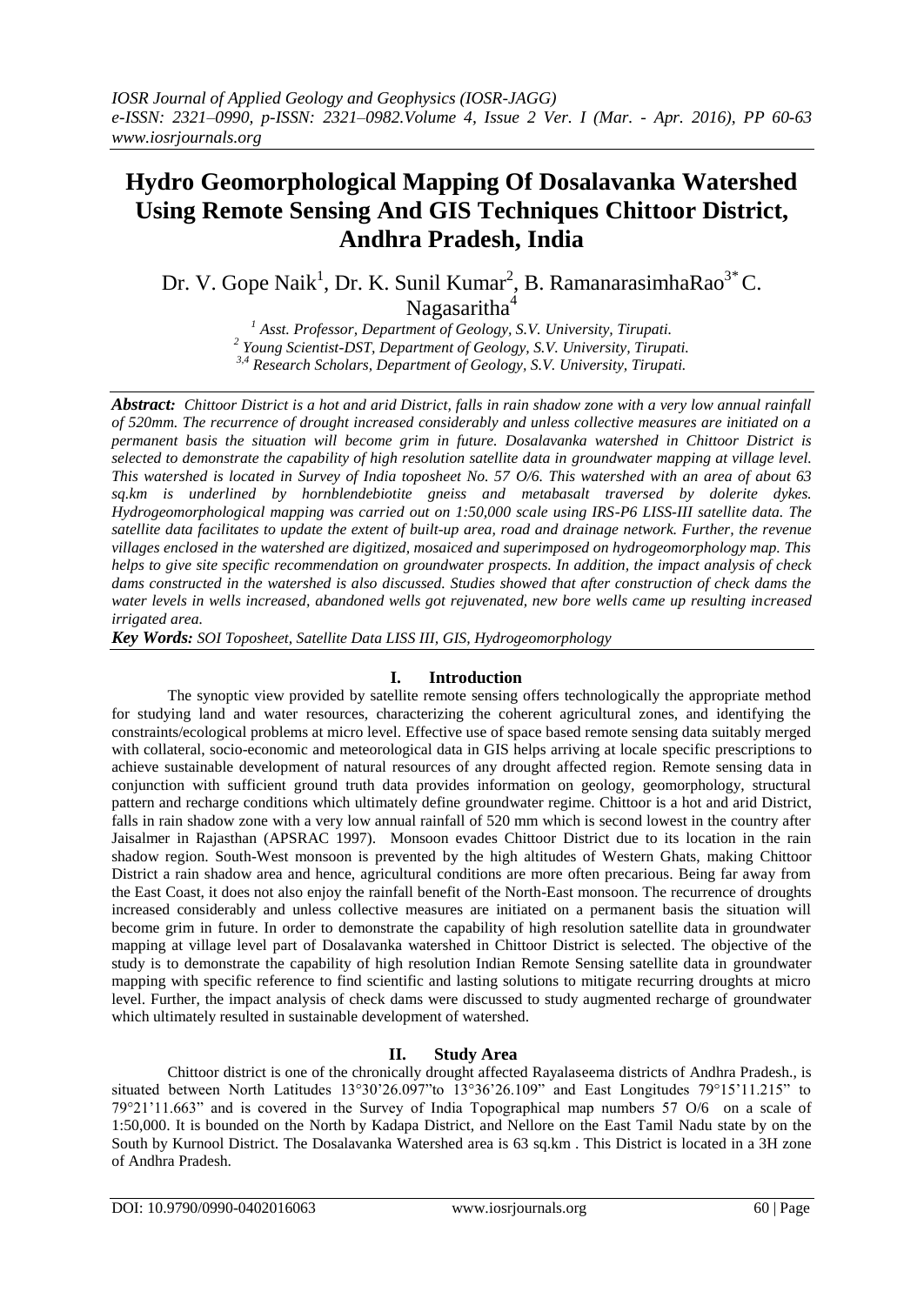# Hydro Geomorphological Mapping Of Dosalavanka Watershed Using Remote Sensing And GIS Techniques Chittoor District, Andhra Pradesh, India

Dr. V. Gope Naik[1], Dr. K. Sunil Kumar[2], B. RamanarasimhaRao[3*] C. Nagasaritha[4]

[1] *Asst. Professor, Department of Geology, S.V. University, Tirupati.*
[2] *Young Scientist-DST, Department of Geology, S.V. University, Tirupati.*
[3,4] *Research Scholars, Department of Geology, S.V. University, Tirupati.*

***Abstract:*** *Chittoor District is a hot and arid District, falls in rain shadow zone with a very low annual rainfall of 520mm. The recurrence of drought increased considerably and unless collective measures are initiated on a permanent basis the situation will become grim in future. Dosalavanka watershed in Chittoor District is selected to demonstrate the capability of high resolution satellite data in groundwater mapping at village level. This watershed is located in Survey of India toposheet No. 57 O/6. This watershed with an area of about 63 sq.km is underlined by hornblendebiotite gneiss and metabasalt traversed by dolerite dykes. Hydrogeomorphological mapping was carried out on 1:50,000 scale using IRS-P6 LISS-III satellite data. The satellite data facilitates to update the extent of built-up area, road and drainage network. Further, the revenue villages enclosed in the watershed are digitized, mosaiced and superimposed on hydrogeomorphology map. This helps to give site specific recommendation on groundwater prospects. In addition, the impact analysis of check dams constructed in the watershed is also discussed. Studies showed that after construction of check dams the water levels in wells increased, abandoned wells got rejuvenated, new bore wells came up resulting increased irrigated area.*

***Key Words:*** *SOI Toposheet, Satellite Data LISS III, GIS, Hydrogeomorphology*

## I. Introduction

The synoptic view provided by satellite remote sensing offers technologically the appropriate method for studying land and water resources, characterizing the coherent agricultural zones, and identifying the constraints/ecological problems at micro level. Effective use of space based remote sensing data suitably merged with collateral, socio-economic and meteorological data in GIS helps arriving at locale specific prescriptions to achieve sustainable development of natural resources of any drought affected region. Remote sensing data in conjunction with sufficient ground truth data provides information on geology, geomorphology, structural pattern and recharge conditions which ultimately define groundwater regime. Chittoor is a hot and arid District, falls in rain shadow zone with a very low annual rainfall of 520 mm which is second lowest in the country after Jaisalmer in Rajasthan (APSRAC 1997). Monsoon evades Chittoor District due to its location in the rain shadow region. South-West monsoon is prevented by the high altitudes of Western Ghats, making Chittoor District a rain shadow area and hence, agricultural conditions are more often precarious. Being far away from the East Coast, it does not also enjoy the rainfall benefit of the North-East monsoon. The recurrence of droughts increased considerably and unless collective measures are initiated on a permanent basis the situation will become grim in future. In order to demonstrate the capability of high resolution satellite data in groundwater mapping at village level part of Dosalavanka watershed in Chittoor District is selected. The objective of the study is to demonstrate the capability of high resolution Indian Remote Sensing satellite data in groundwater mapping with specific reference to find scientific and lasting solutions to mitigate recurring droughts at micro level. Further, the impact analysis of check dams were discussed to study augmented recharge of groundwater which ultimately resulted in sustainable development of watershed.

## II. Study Area

Chittoor district is one of the chronically drought affected Rayalaseema districts of Andhra Pradesh., is situated between North Latitudes 13°30'26.097"to 13°36'26.109" and East Longitudes 79°15'11.215" to 79°21'11.663" and is covered in the Survey of India Topographical map numbers 57 O/6 on a scale of 1:50,000. It is bounded on the North by Kadapa District, and Nellore on the East Tamil Nadu state by on the South by Kurnool District. The Dosalavanka Watershed area is 63 sq.km . This District is located in a 3H zone of Andhra Pradesh.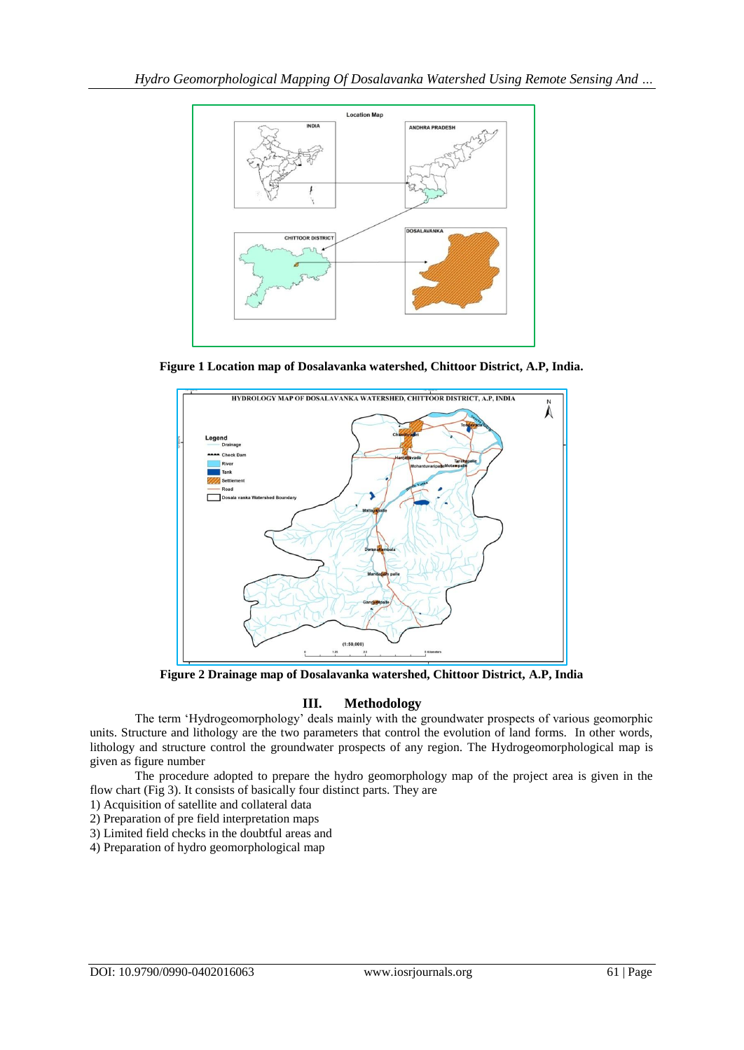Figure 1 Location map of Dosalavanka watershed, Chittoor District, A.P, India.

Figure 2 Drainage map of Dosalavanka watershed, Chittoor District, A.P, India

## III. Methodology

The term 'Hydrogeomorphology' deals mainly with the groundwater prospects of various geomorphic units. Structure and lithology are the two parameters that control the evolution of land forms. In other words, lithology and structure control the groundwater prospects of any region. The Hydrogeomorphological map is given as figure number

The procedure adopted to prepare the hydro geomorphology map of the project area is given in the flow chart (Fig 3). It consists of basically four distinct parts. They are

1) Acquisition of satellite and collateral data
2) Preparation of pre field interpretation maps
3) Limited field checks in the doubtful areas and
4) Preparation of hydro geomorphological map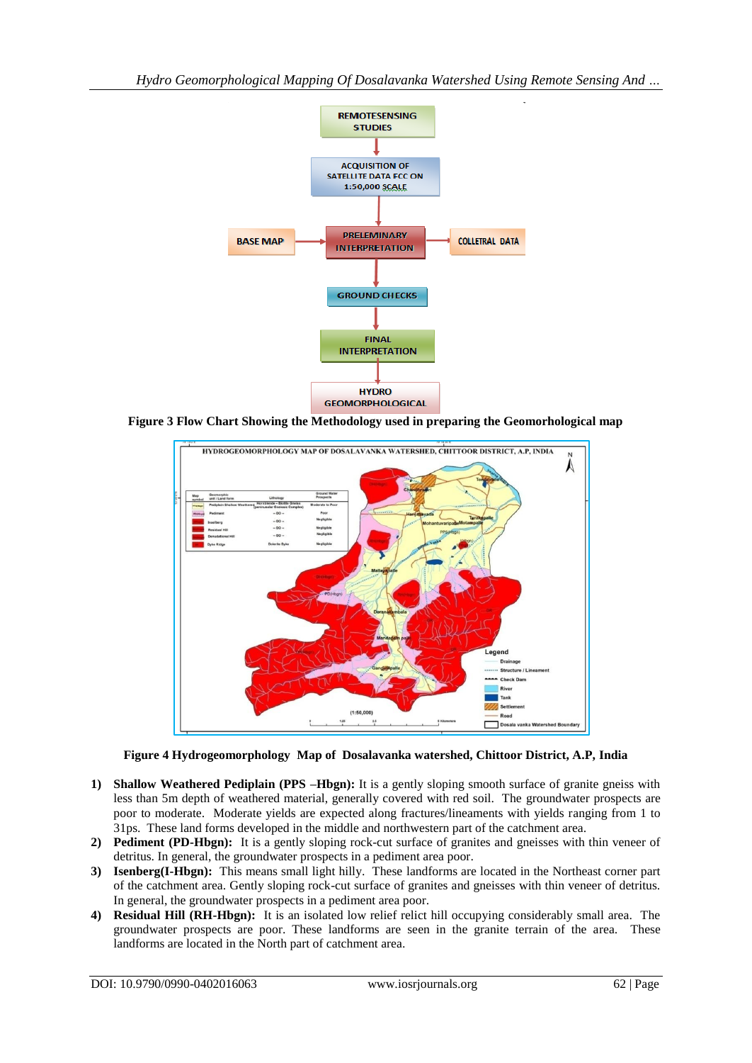REMOTESENSING STUDIES → ACQUISITION OF SATELLITE DATA FCC ON 1:50,000 SCALE → PRELEMINARY INTERPRETATION (BASE MAP, COLLETRAL DATA) → GROUND CHECKS → FINAL INTERPRETATION → HYDRO GEOMORPHOLOGICAL

**Figure 3 Flow Chart Showing the Methodology used in preparing the Geomorhological map**

**Figure 4 Hydrogeomorphology Map of Dosalavanka watershed, Chittoor District, A.P, India**

1) **Shallow Weathered Pediplain (PPS –Hbgn):** It is a gently sloping smooth surface of granite gneiss with less than 5m depth of weathered material, generally covered with red soil. The groundwater prospects are poor to moderate. Moderate yields are expected along fractures/lineaments with yields ranging from 1 to 31ps. These land forms developed in the middle and northwestern part of the catchment area.
2) **Pediment (PD-Hbgn):** It is a gently sloping rock-cut surface of granites and gneisses with thin veneer of detritus. In general, the groundwater prospects in a pediment area poor.
3) **Isenberg(I-Hbgn):** This means small light hilly. These landforms are located in the Northeast corner part of the catchment area. Gently sloping rock-cut surface of granites and gneisses with thin veneer of detritus. In general, the groundwater prospects in a pediment area poor.
4) **Residual Hill (RH-Hbgn):** It is an isolated low relief relict hill occupying considerably small area. The groundwater prospects are poor. These landforms are seen in the granite terrain of the area. These landforms are located in the North part of catchment area.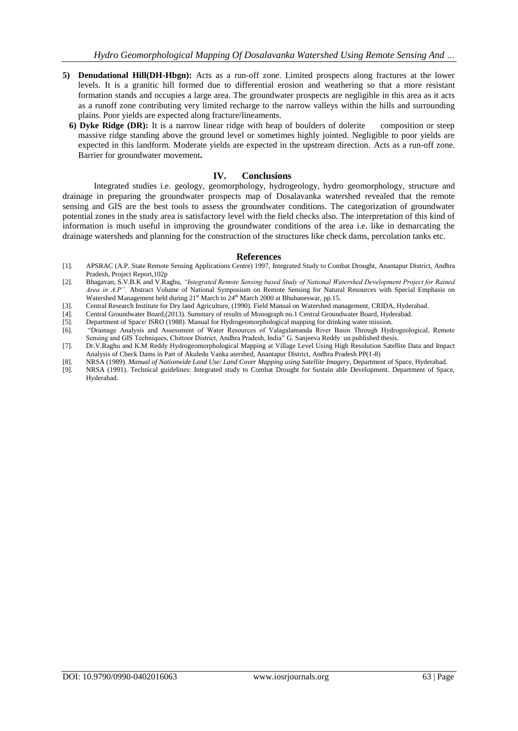5) **Denudational Hill(DH-Hbgn):** Acts as a run-off zone. Limited prospects along fractures at the lower levels. It is a granitic hill formed due to differential erosion and weathering so that a more resistant formation stands and occupies a large area. The groundwater prospects are negligible in this area as it acts as a runoff zone contributing very limited recharge to the narrow valleys within the hills and surrounding plains. Poor yields are expected along fracture/lineaments.

6) **Dyke Ridge (DR):** It is a narrow linear ridge with heap of boulders of dolerite composition or steep massive ridge standing above the ground level or sometimes highly jointed. Negligible to poor yields are expected in this landform. Moderate yields are expected in the upstream direction. Acts as a run-off zone. Barrier for groundwater movement**.**

## IV. Conclusions

Integrated studies i.e. geology, geomorphology, hydrogeology, hydro geomorphology, structure and drainage in preparing the groundwater prospects map of Dosalavanka watershed revealed that the remote sensing and GIS are the best tools to assess the groundwater conditions. The categorization of groundwater potential zones in the study area is satisfactory level with the field checks also. The interpretation of this kind of information is much useful in improving the groundwater conditions of the area i.e. like in demarcating the drainage watersheds and planning for the construction of the structures like check dams, percolation tanks etc.

## References

[1]. APSRAC (A.P. State Remote Sensing Applications Centre) 1997, Integrated Study to Combat Drought, Anantapur District, Andhra Pradesh, Project Report,102p

[2]. Bhagavan, S.V.B.K and V.Raghu, *"Integrated Remote Sensing based Study of National Watershed Development Project for Rained Area in A.P".* Abstract Volume of National Symposium on Remote Sensing for Natural Resources with Special Emphasis on Watershed Management held during 21st March to 24th March 2000 at Bhubaneswar, pp.15.

[3]. Central Research Institute for Dry land Agriculture, (1990). Field Manual on Watershed management, CRIDA, Hyderabad.

[4]. Central Groundwater Board,(2013). Summary of results of Monograph no.1 Central Groundwater Board, Hyderabad.

[5]. Department of Space/ ISRO (1988). Manual for Hydrogeomorphological mapping for drinking water mission.

[6]. "Drainage Analysis and Assessment of Water Resources of Valagalamanda River Basin Through Hydrogeological, Remote Sensing and GIS Techniques, Chittoor District, Andhra Pradesh, India" G. Sanjeeva Reddy un published thesis.

[7]. Dr.V.Raghu and K.M Reddy Hydrogeomorphological Mapping at Village Level Using High Resolution Satellite Data and Impact Analysis of Check Dams in Part of Akuledu Vanka atershed, Anantapur District, Andhra Pradesh PP(1-8)

[8]. NRSA (1989). *Manual of Nationwide Land Use/ Land Cover Mapping using Satellite Imagery*, Department of Space, Hyderabad.

[9]. NRSA (1991). Technical guidelines: Integrated study to Combat Drought for Sustain able Development. Department of Space, Hyderabad.